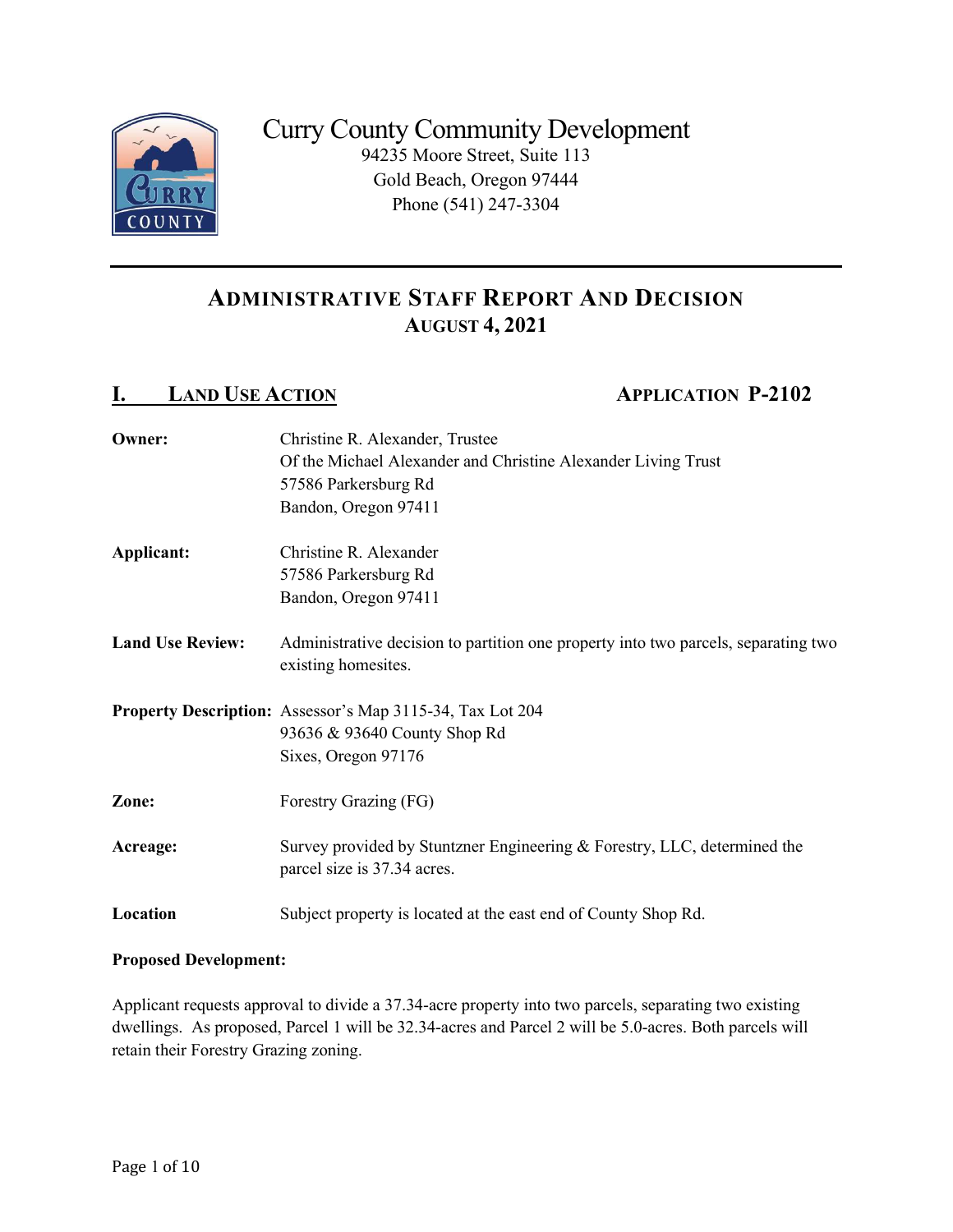# Curry County Community Development

94235 Moore Street, Suite 113
Gold Beach, Oregon 97444
Phone (541) 247-3304

---

## ADMINISTRATIVE STAFF REPORT AND DECISION
## AUGUST 4, 2021

## I. LAND USE ACTION — APPLICATION P-2102

**Owner:** Christine R. Alexander, Trustee
Of the Michael Alexander and Christine Alexander Living Trust
57586 Parkersburg Rd
Bandon, Oregon 97411

**Applicant:** Christine R. Alexander
57586 Parkersburg Rd
Bandon, Oregon 97411

**Land Use Review:** Administrative decision to partition one property into two parcels, separating two existing homesites.

**Property Description:** Assessor's Map 3115-34, Tax Lot 204
93636 & 93640 County Shop Rd
Sixes, Oregon 97176

**Zone:** Forestry Grazing (FG)

**Acreage:** Survey provided by Stuntzner Engineering & Forestry, LLC, determined the parcel size is 37.34 acres.

**Location** Subject property is located at the east end of County Shop Rd.

**Proposed Development:**

Applicant requests approval to divide a 37.34-acre property into two parcels, separating two existing dwellings. As proposed, Parcel 1 will be 32.34-acres and Parcel 2 will be 5.0-acres. Both parcels will retain their Forestry Grazing zoning.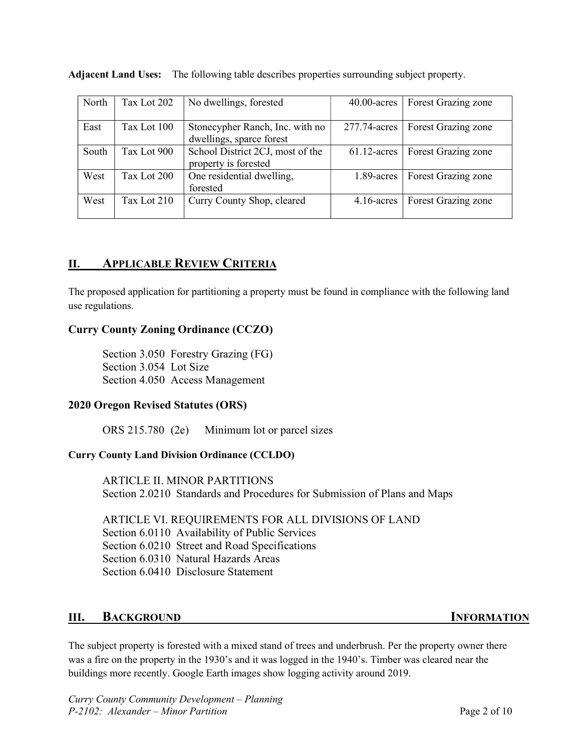**Adjacent Land Uses:** The following table describes properties surrounding subject property.

| | | | | |
|---|---|---|---|---|
| North | Tax Lot 202 | No dwellings, forested | 40.00-acres | Forest Grazing zone |
| East | Tax Lot 100 | Stonecypher Ranch, Inc. with no dwellings, sparce forest | 277.74-acres | Forest Grazing zone |
| South | Tax Lot 900 | School District 2CJ, most of the property is forested | 61.12-acres | Forest Grazing zone |
| West | Tax Lot 200 | One residential dwelling, forested | 1.89-acres | Forest Grazing zone |
| West | Tax Lot 210 | Curry County Shop, cleared | 4.16-acres | Forest Grazing zone |

## II. APPLICABLE REVIEW CRITERIA

The proposed application for partitioning a property must be found in compliance with the following land use regulations.

### Curry County Zoning Ordinance (CCZO)

Section 3.050 Forestry Grazing (FG)
Section 3.054 Lot Size
Section 4.050 Access Management

### 2020 Oregon Revised Statutes (ORS)

ORS 215.780 (2e) Minimum lot or parcel sizes

#### Curry County Land Division Ordinance (CCLDO)

ARTICLE II. MINOR PARTITIONS
Section 2.0210 Standards and Procedures for Submission of Plans and Maps

ARTICLE VI. REQUIREMENTS FOR ALL DIVISIONS OF LAND
Section 6.0110 Availability of Public Services
Section 6.0210 Street and Road Specifications
Section 6.0310 Natural Hazards Areas
Section 6.0410 Disclosure Statement

## III. BACKGROUND INFORMATION

The subject property is forested with a mixed stand of trees and underbrush. Per the property owner there was a fire on the property in the 1930's and it was logged in the 1940's. Timber was cleared near the buildings more recently. Google Earth images show logging activity around 2019.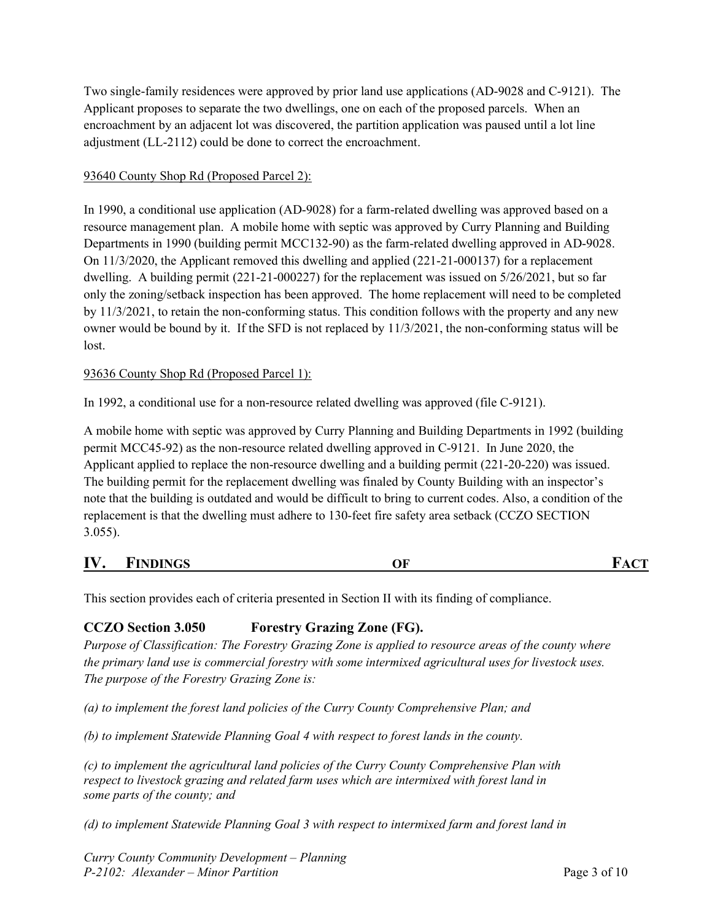Two single-family residences were approved by prior land use applications (AD-9028 and C-9121). The Applicant proposes to separate the two dwellings, one on each of the proposed parcels. When an encroachment by an adjacent lot was discovered, the partition application was paused until a lot line adjustment (LL-2112) could be done to correct the encroachment.

<u>93640 County Shop Rd (Proposed Parcel 2):</u>

In 1990, a conditional use application (AD-9028) for a farm-related dwelling was approved based on a resource management plan. A mobile home with septic was approved by Curry Planning and Building Departments in 1990 (building permit MCC132-90) as the farm-related dwelling approved in AD-9028. On 11/3/2020, the Applicant removed this dwelling and applied (221-21-000137) for a replacement dwelling. A building permit (221-21-000227) for the replacement was issued on 5/26/2021, but so far only the zoning/setback inspection has been approved. The home replacement will need to be completed by 11/3/2021, to retain the non-conforming status. This condition follows with the property and any new owner would be bound by it. If the SFD is not replaced by 11/3/2021, the non-conforming status will be lost.

<u>93636 County Shop Rd (Proposed Parcel 1):</u>

In 1992, a conditional use for a non-resource related dwelling was approved (file C-9121).

A mobile home with septic was approved by Curry Planning and Building Departments in 1992 (building permit MCC45-92) as the non-resource related dwelling approved in C-9121. In June 2020, the Applicant applied to replace the non-resource dwelling and a building permit (221-20-220) was issued. The building permit for the replacement dwelling was finaled by County Building with an inspector's note that the building is outdated and would be difficult to bring to current codes. Also, a condition of the replacement is that the dwelling must adhere to 130-feet fire safety area setback (CCZO SECTION 3.055).

## IV. FINDINGS OF FACT

This section provides each of criteria presented in Section II with its finding of compliance.

### CCZO Section 3.050 Forestry Grazing Zone (FG).

*Purpose of Classification: The Forestry Grazing Zone is applied to resource areas of the county where the primary land use is commercial forestry with some intermixed agricultural uses for livestock uses. The purpose of the Forestry Grazing Zone is:*

*(a) to implement the forest land policies of the Curry County Comprehensive Plan; and*

*(b) to implement Statewide Planning Goal 4 with respect to forest lands in the county.*

*(c) to implement the agricultural land policies of the Curry County Comprehensive Plan with respect to livestock grazing and related farm uses which are intermixed with forest land in some parts of the county; and*

*(d) to implement Statewide Planning Goal 3 with respect to intermixed farm and forest land in*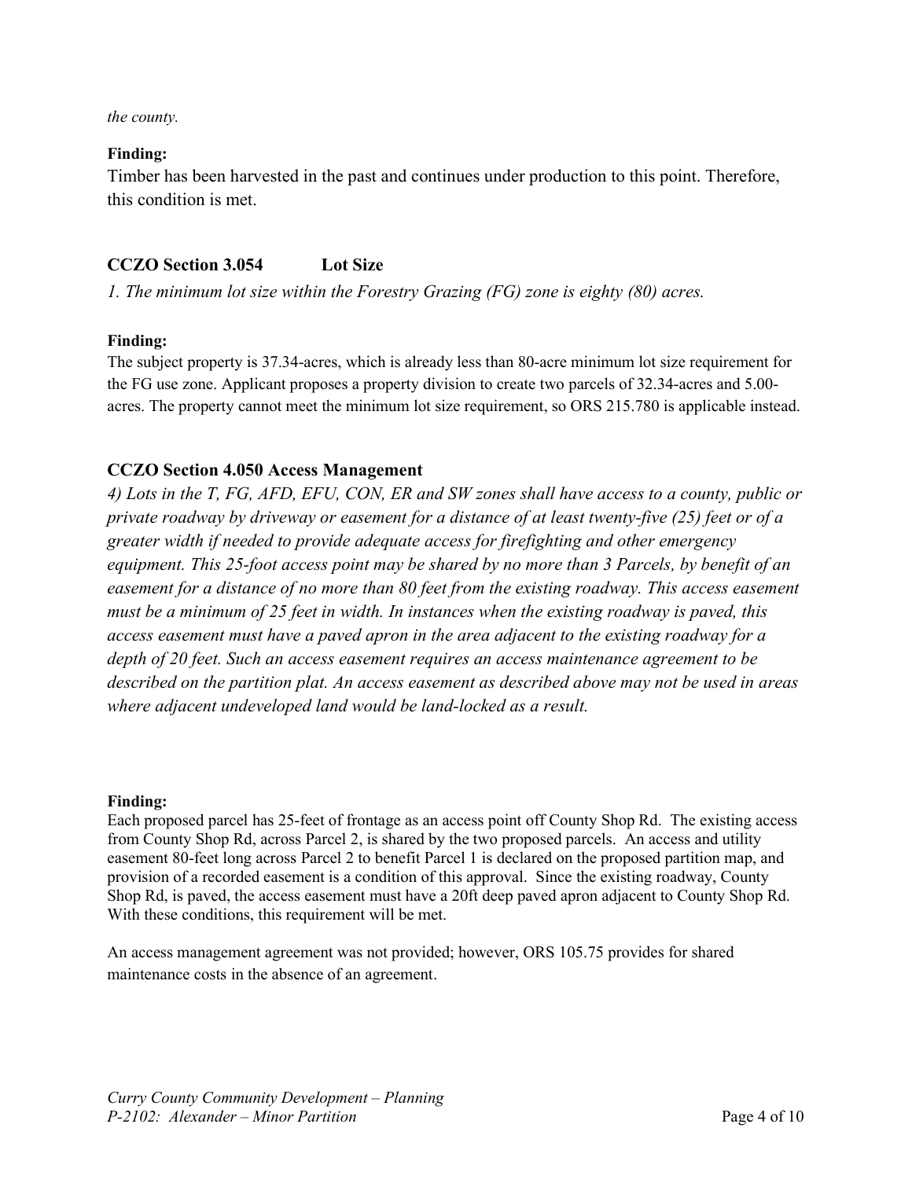*the county.*

**Finding:**

Timber has been harvested in the past and continues under production to this point. Therefore, this condition is met.

### CCZO Section 3.054 Lot Size

*1. The minimum lot size within the Forestry Grazing (FG) zone is eighty (80) acres.*

**Finding:**

The subject property is 37.34-acres, which is already less than 80-acre minimum lot size requirement for the FG use zone. Applicant proposes a property division to create two parcels of 32.34-acres and 5.00-acres. The property cannot meet the minimum lot size requirement, so ORS 215.780 is applicable instead.

### CCZO Section 4.050 Access Management

*4) Lots in the T, FG, AFD, EFU, CON, ER and SW zones shall have access to a county, public or private roadway by driveway or easement for a distance of at least twenty-five (25) feet or of a greater width if needed to provide adequate access for firefighting and other emergency equipment. This 25-foot access point may be shared by no more than 3 Parcels, by benefit of an easement for a distance of no more than 80 feet from the existing roadway. This access easement must be a minimum of 25 feet in width. In instances when the existing roadway is paved, this access easement must have a paved apron in the area adjacent to the existing roadway for a depth of 20 feet. Such an access easement requires an access maintenance agreement to be described on the partition plat. An access easement as described above may not be used in areas where adjacent undeveloped land would be land-locked as a result.*

**Finding:**

Each proposed parcel has 25-feet of frontage as an access point off County Shop Rd. The existing access from County Shop Rd, across Parcel 2, is shared by the two proposed parcels. An access and utility easement 80-feet long across Parcel 2 to benefit Parcel 1 is declared on the proposed partition map, and provision of a recorded easement is a condition of this approval. Since the existing roadway, County Shop Rd, is paved, the access easement must have a 20ft deep paved apron adjacent to County Shop Rd. With these conditions, this requirement will be met.

An access management agreement was not provided; however, ORS 105.75 provides for shared maintenance costs in the absence of an agreement.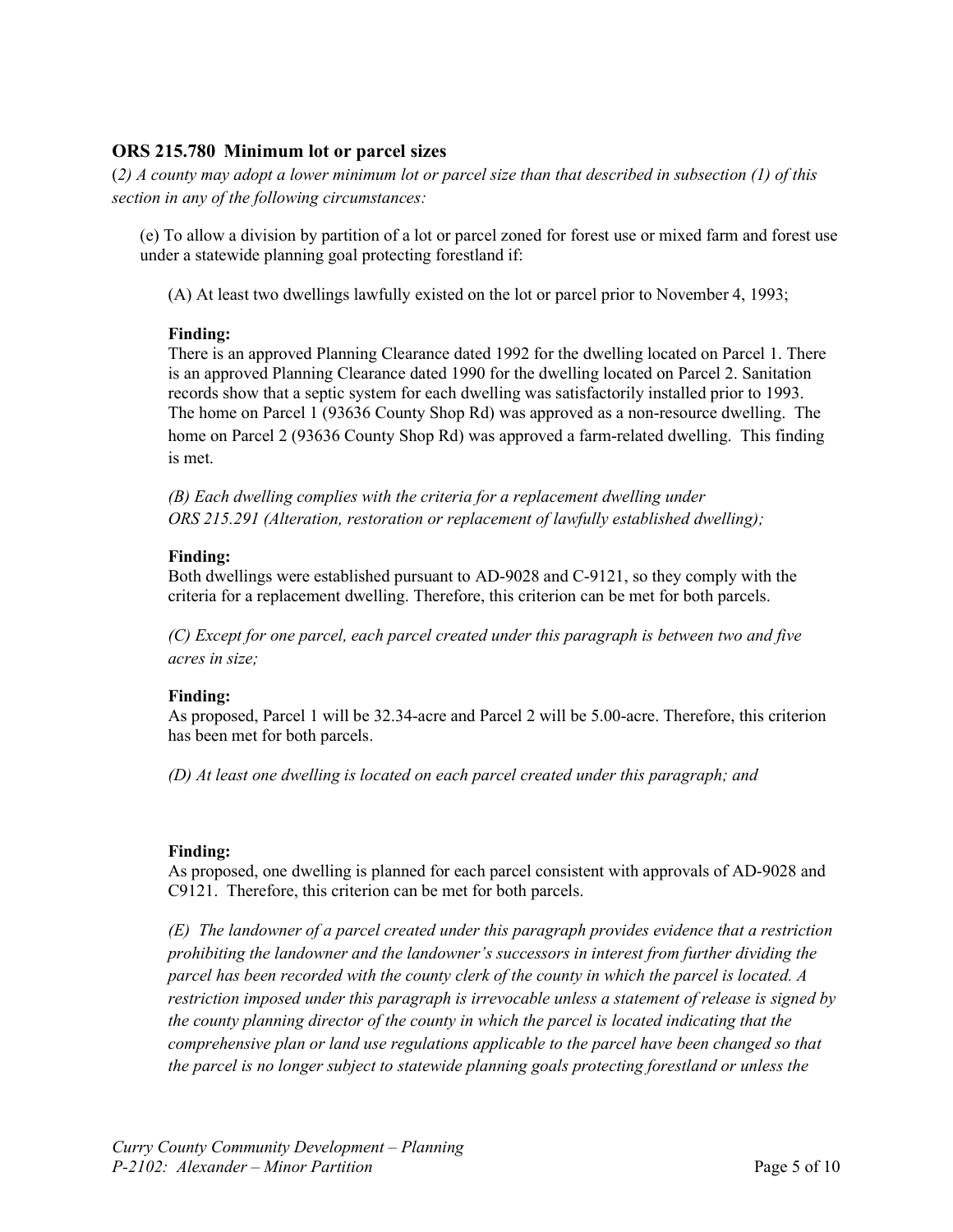### ORS 215.780 Minimum lot or parcel sizes

*(2) A county may adopt a lower minimum lot or parcel size than that described in subsection (1) of this section in any of the following circumstances:*

(e) To allow a division by partition of a lot or parcel zoned for forest use or mixed farm and forest use under a statewide planning goal protecting forestland if:

(A) At least two dwellings lawfully existed on the lot or parcel prior to November 4, 1993;

**Finding:**
There is an approved Planning Clearance dated 1992 for the dwelling located on Parcel 1. There is an approved Planning Clearance dated 1990 for the dwelling located on Parcel 2. Sanitation records show that a septic system for each dwelling was satisfactorily installed prior to 1993. The home on Parcel 1 (93636 County Shop Rd) was approved as a non-resource dwelling. The home on Parcel 2 (93636 County Shop Rd) was approved a farm-related dwelling. This finding is met.

*(B) Each dwelling complies with the criteria for a replacement dwelling under ORS 215.291 (Alteration, restoration or replacement of lawfully established dwelling);*

**Finding:**
Both dwellings were established pursuant to AD-9028 and C-9121, so they comply with the criteria for a replacement dwelling. Therefore, this criterion can be met for both parcels.

*(C) Except for one parcel, each parcel created under this paragraph is between two and five acres in size;*

**Finding:**
As proposed, Parcel 1 will be 32.34-acre and Parcel 2 will be 5.00-acre. Therefore, this criterion has been met for both parcels.

*(D) At least one dwelling is located on each parcel created under this paragraph; and*

**Finding:**
As proposed, one dwelling is planned for each parcel consistent with approvals of AD-9028 and C9121. Therefore, this criterion can be met for both parcels.

*(E) The landowner of a parcel created under this paragraph provides evidence that a restriction prohibiting the landowner and the landowner's successors in interest from further dividing the parcel has been recorded with the county clerk of the county in which the parcel is located. A restriction imposed under this paragraph is irrevocable unless a statement of release is signed by the county planning director of the county in which the parcel is located indicating that the comprehensive plan or land use regulations applicable to the parcel have been changed so that the parcel is no longer subject to statewide planning goals protecting forestland or unless the*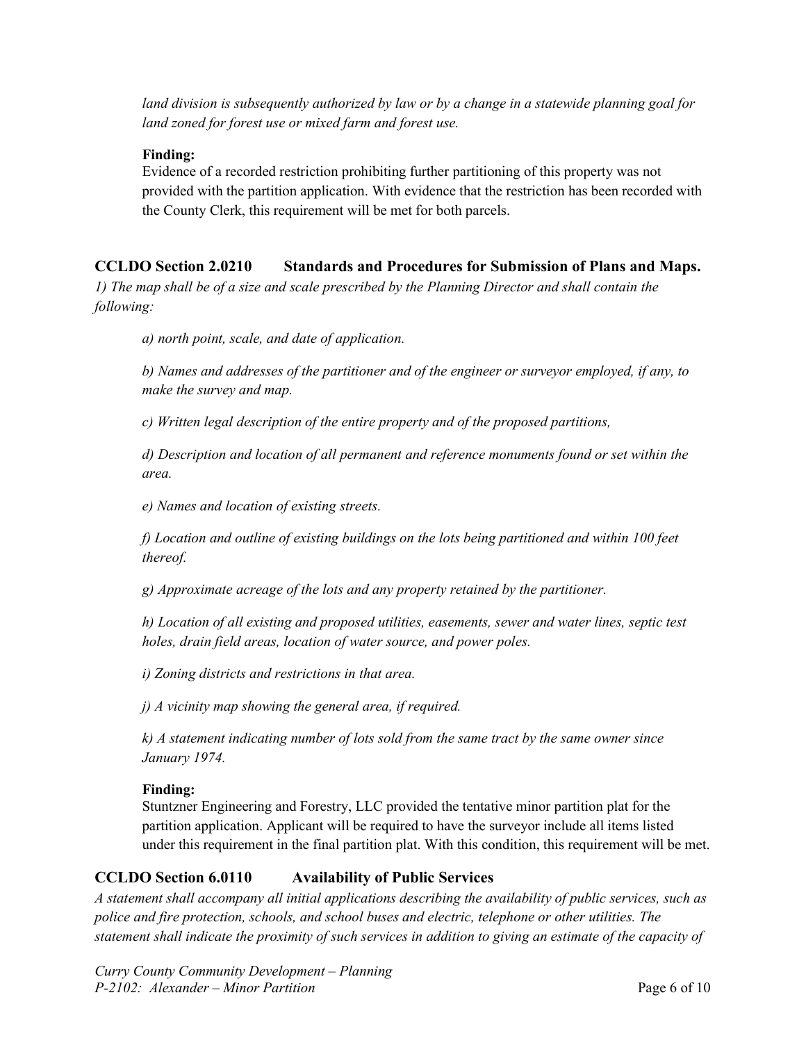*land division is subsequently authorized by law or by a change in a statewide planning goal for land zoned for forest use or mixed farm and forest use.*

**Finding:**
Evidence of a recorded restriction prohibiting further partitioning of this property was not provided with the partition application. With evidence that the restriction has been recorded with the County Clerk, this requirement will be met for both parcels.

## CCLDO Section 2.0210 Standards and Procedures for Submission of Plans and Maps.

*1) The map shall be of a size and scale prescribed by the Planning Director and shall contain the following:*

*a) north point, scale, and date of application.*

*b) Names and addresses of the partitioner and of the engineer or surveyor employed, if any, to make the survey and map.*

*c) Written legal description of the entire property and of the proposed partitions,*

*d) Description and location of all permanent and reference monuments found or set within the area.*

*e) Names and location of existing streets.*

*f) Location and outline of existing buildings on the lots being partitioned and within 100 feet thereof.*

*g) Approximate acreage of the lots and any property retained by the partitioner.*

*h) Location of all existing and proposed utilities, easements, sewer and water lines, septic test holes, drain field areas, location of water source, and power poles.*

*i) Zoning districts and restrictions in that area.*

*j) A vicinity map showing the general area, if required.*

*k) A statement indicating number of lots sold from the same tract by the same owner since January 1974.*

**Finding:**
Stuntzner Engineering and Forestry, LLC provided the tentative minor partition plat for the partition application. Applicant will be required to have the surveyor include all items listed under this requirement in the final partition plat. With this condition, this requirement will be met.

## CCLDO Section 6.0110 Availability of Public Services

*A statement shall accompany all initial applications describing the availability of public services, such as police and fire protection, schools, and school buses and electric, telephone or other utilities. The statement shall indicate the proximity of such services in addition to giving an estimate of the capacity of*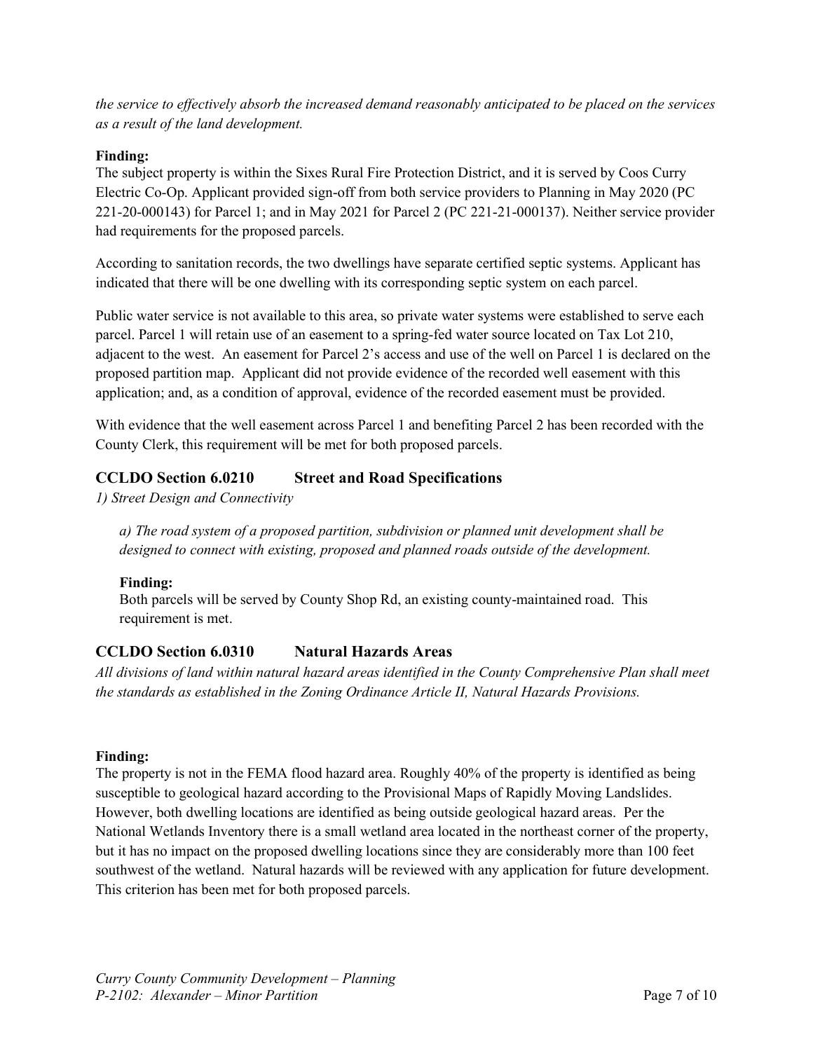*the service to effectively absorb the increased demand reasonably anticipated to be placed on the services as a result of the land development.*

**Finding:**
The subject property is within the Sixes Rural Fire Protection District, and it is served by Coos Curry Electric Co-Op. Applicant provided sign-off from both service providers to Planning in May 2020 (PC 221-20-000143) for Parcel 1; and in May 2021 for Parcel 2 (PC 221-21-000137). Neither service provider had requirements for the proposed parcels.

According to sanitation records, the two dwellings have separate certified septic systems. Applicant has indicated that there will be one dwelling with its corresponding septic system on each parcel.

Public water service is not available to this area, so private water systems were established to serve each parcel. Parcel 1 will retain use of an easement to a spring-fed water source located on Tax Lot 210, adjacent to the west. An easement for Parcel 2's access and use of the well on Parcel 1 is declared on the proposed partition map. Applicant did not provide evidence of the recorded well easement with this application; and, as a condition of approval, evidence of the recorded easement must be provided.

With evidence that the well easement across Parcel 1 and benefiting Parcel 2 has been recorded with the County Clerk, this requirement will be met for both proposed parcels.

## CCLDO Section 6.0210 Street and Road Specifications

*1) Street Design and Connectivity*

*a) The road system of a proposed partition, subdivision or planned unit development shall be designed to connect with existing, proposed and planned roads outside of the development.*

**Finding:**
Both parcels will be served by County Shop Rd, an existing county-maintained road. This requirement is met.

## CCLDO Section 6.0310 Natural Hazards Areas

*All divisions of land within natural hazard areas identified in the County Comprehensive Plan shall meet the standards as established in the Zoning Ordinance Article II, Natural Hazards Provisions.*

**Finding:**
The property is not in the FEMA flood hazard area. Roughly 40% of the property is identified as being susceptible to geological hazard according to the Provisional Maps of Rapidly Moving Landslides. However, both dwelling locations are identified as being outside geological hazard areas. Per the National Wetlands Inventory there is a small wetland area located in the northeast corner of the property, but it has no impact on the proposed dwelling locations since they are considerably more than 100 feet southwest of the wetland. Natural hazards will be reviewed with any application for future development. This criterion has been met for both proposed parcels.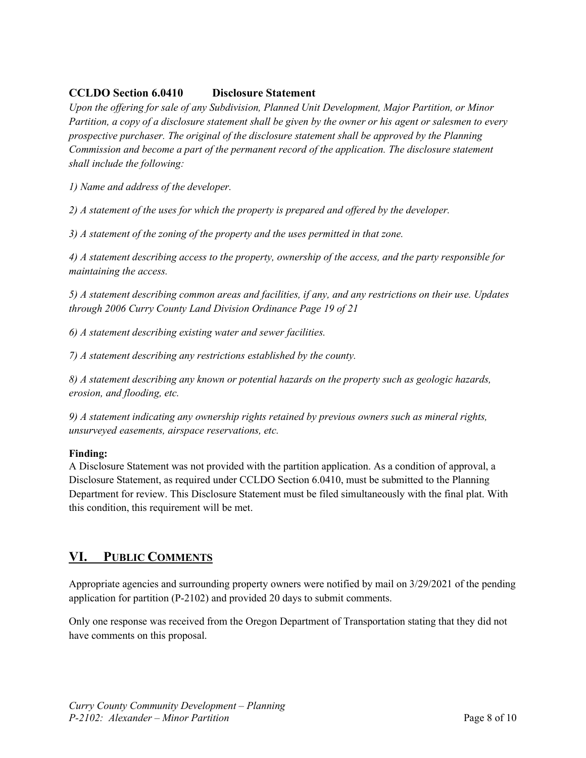### CCLDO Section 6.0410 Disclosure Statement

*Upon the offering for sale of any Subdivision, Planned Unit Development, Major Partition, or Minor Partition, a copy of a disclosure statement shall be given by the owner or his agent or salesmen to every prospective purchaser. The original of the disclosure statement shall be approved by the Planning Commission and become a part of the permanent record of the application. The disclosure statement shall include the following:*

*1) Name and address of the developer.*

*2) A statement of the uses for which the property is prepared and offered by the developer.*

*3) A statement of the zoning of the property and the uses permitted in that zone.*

*4) A statement describing access to the property, ownership of the access, and the party responsible for maintaining the access.*

*5) A statement describing common areas and facilities, if any, and any restrictions on their use. Updates through 2006 Curry County Land Division Ordinance Page 19 of 21*

*6) A statement describing existing water and sewer facilities.*

*7) A statement describing any restrictions established by the county.*

*8) A statement describing any known or potential hazards on the property such as geologic hazards, erosion, and flooding, etc.*

*9) A statement indicating any ownership rights retained by previous owners such as mineral rights, unsurveyed easements, airspace reservations, etc.*

**Finding:**
A Disclosure Statement was not provided with the partition application. As a condition of approval, a Disclosure Statement, as required under CCLDO Section 6.0410, must be submitted to the Planning Department for review. This Disclosure Statement must be filed simultaneously with the final plat. With this condition, this requirement will be met.

## VI. PUBLIC COMMENTS

Appropriate agencies and surrounding property owners were notified by mail on 3/29/2021 of the pending application for partition (P-2102) and provided 20 days to submit comments.

Only one response was received from the Oregon Department of Transportation stating that they did not have comments on this proposal.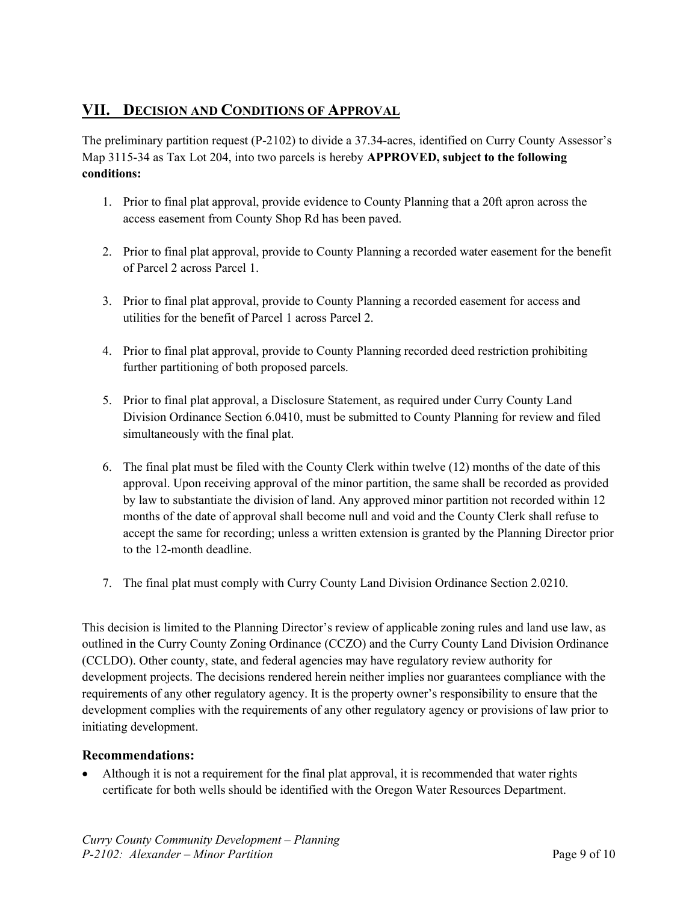## VII. DECISION AND CONDITIONS OF APPROVAL

The preliminary partition request (P-2102) to divide a 37.34-acres, identified on Curry County Assessor's Map 3115-34 as Tax Lot 204, into two parcels is hereby **APPROVED, subject to the following conditions:**

1. Prior to final plat approval, provide evidence to County Planning that a 20ft apron across the access easement from County Shop Rd has been paved.

2. Prior to final plat approval, provide to County Planning a recorded water easement for the benefit of Parcel 2 across Parcel 1.

3. Prior to final plat approval, provide to County Planning a recorded easement for access and utilities for the benefit of Parcel 1 across Parcel 2.

4. Prior to final plat approval, provide to County Planning recorded deed restriction prohibiting further partitioning of both proposed parcels.

5. Prior to final plat approval, a Disclosure Statement, as required under Curry County Land Division Ordinance Section 6.0410, must be submitted to County Planning for review and filed simultaneously with the final plat.

6. The final plat must be filed with the County Clerk within twelve (12) months of the date of this approval. Upon receiving approval of the minor partition, the same shall be recorded as provided by law to substantiate the division of land. Any approved minor partition not recorded within 12 months of the date of approval shall become null and void and the County Clerk shall refuse to accept the same for recording; unless a written extension is granted by the Planning Director prior to the 12-month deadline.

7. The final plat must comply with Curry County Land Division Ordinance Section 2.0210.

This decision is limited to the Planning Director's review of applicable zoning rules and land use law, as outlined in the Curry County Zoning Ordinance (CCZO) and the Curry County Land Division Ordinance (CCLDO). Other county, state, and federal agencies may have regulatory review authority for development projects. The decisions rendered herein neither implies nor guarantees compliance with the requirements of any other regulatory agency. It is the property owner's responsibility to ensure that the development complies with the requirements of any other regulatory agency or provisions of law prior to initiating development.

### Recommendations:

- Although it is not a requirement for the final plat approval, it is recommended that water rights certificate for both wells should be identified with the Oregon Water Resources Department.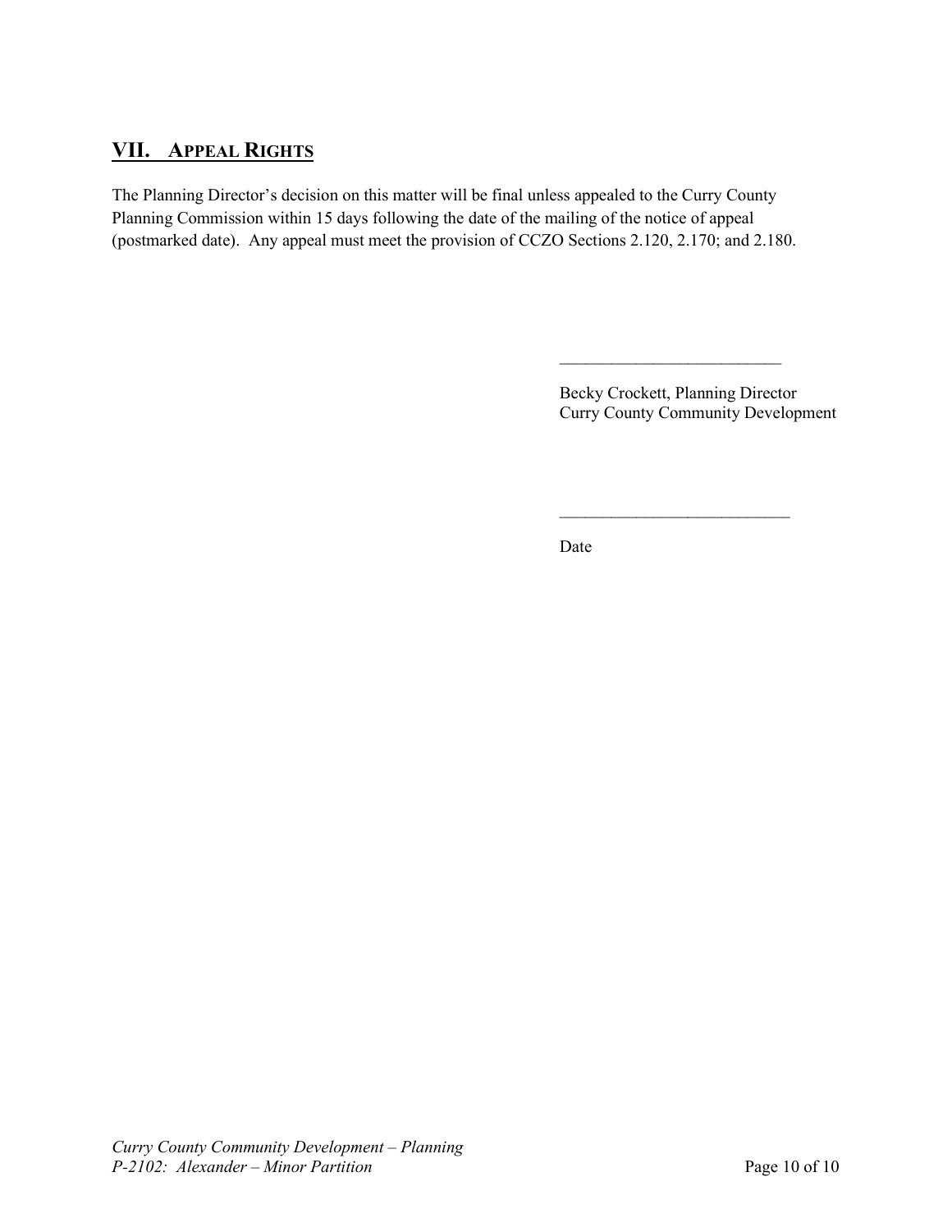## VII. Appeal Rights

The Planning Director's decision on this matter will be final unless appealed to the Curry County Planning Commission within 15 days following the date of the mailing of the notice of appeal (postmarked date). Any appeal must meet the provision of CCZO Sections 2.120, 2.170; and 2.180.

\_\_\_\_\_\_\_\_\_\_\_\_\_\_\_\_\_\_\_\_\_\_\_\_\_\_

Becky Crockett, Planning Director  
Curry County Community Development

\_\_\_\_\_\_\_\_\_\_\_\_\_\_\_\_\_\_\_\_\_\_\_\_\_\_

Date